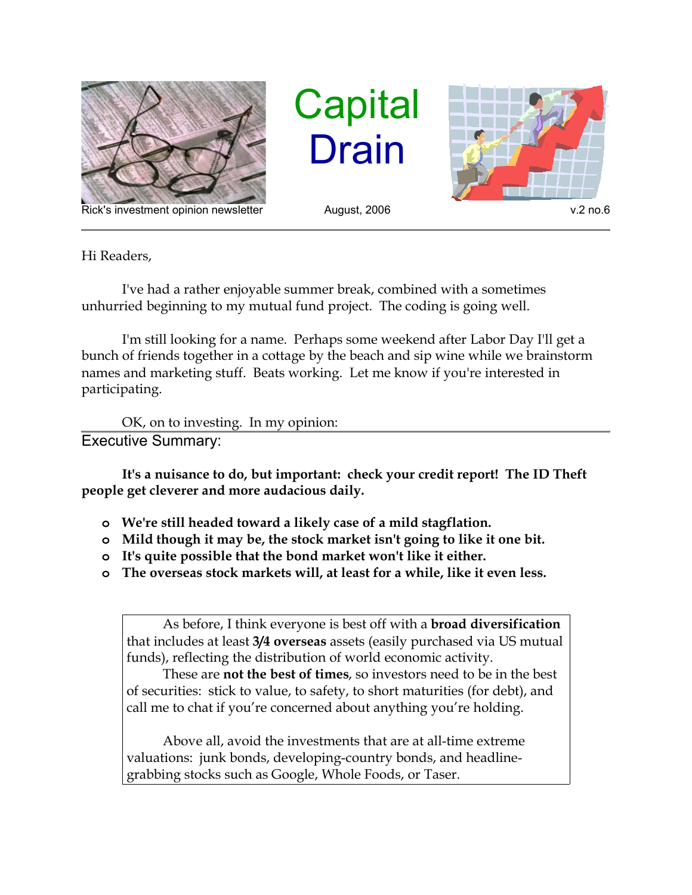# Capital Drain

Rick's investment opinion newsletter | August, 2006 | v.2 no.6

Hi Readers,

I've had a rather enjoyable summer break, combined with a sometimes unhurried beginning to my mutual fund project. The coding is going well.

I'm still looking for a name. Perhaps some weekend after Labor Day I'll get a bunch of friends together in a cottage by the beach and sip wine while we brainstorm names and marketing stuff. Beats working. Let me know if you're interested in participating.

OK, on to investing. In my opinion:

## Executive Summary:

**It's a nuisance to do, but important: check your credit report! The ID Theft people get cleverer and more audacious daily.**

- **We're still headed toward a likely case of a mild stagflation.**
- **Mild though it may be, the stock market isn't going to like it one bit.**
- **It's quite possible that the bond market won't like it either.**
- **The overseas stock markets will, at least for a while, like it even less.**

> As before, I think everyone is best off with a **broad diversification** that includes at least **3/4 overseas** assets (easily purchased via US mutual funds), reflecting the distribution of world economic activity.
>
> These are **not the best of times**, so investors need to be in the best of securities: stick to value, to safety, to short maturities (for debt), and call me to chat if you're concerned about anything you're holding.
>
> Above all, avoid the investments that are at all-time extreme valuations: junk bonds, developing-country bonds, and headline-grabbing stocks such as Google, Whole Foods, or Taser.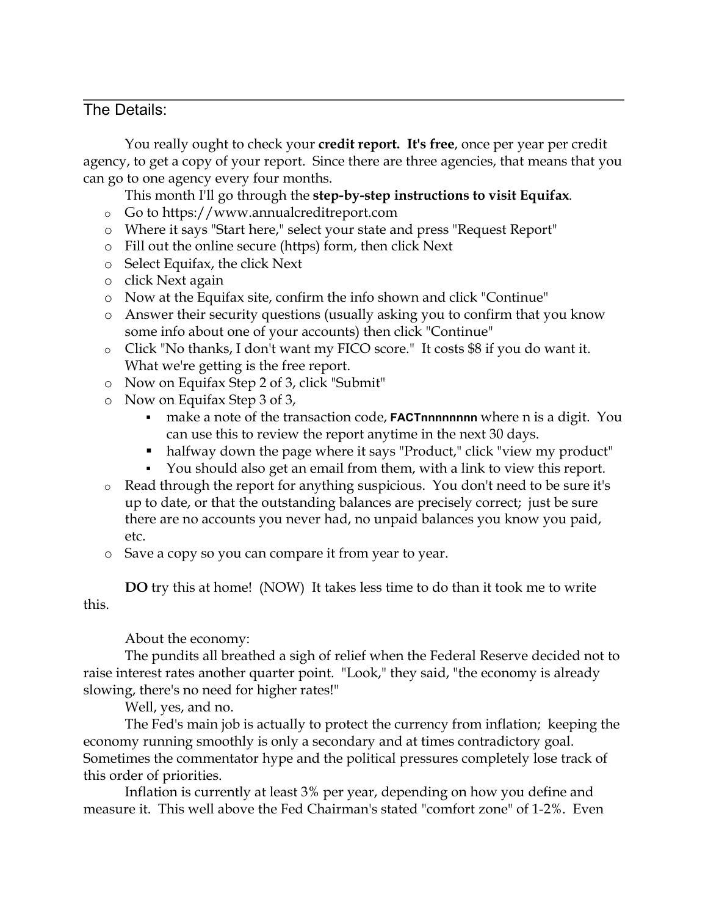## The Details:

You really ought to check your **credit report. It's free**, once per year per credit agency, to get a copy of your report. Since there are three agencies, that means that you can go to one agency every four months.

This month I'll go through the **step-by-step instructions to visit Equifax**.

- Go to https://www.annualcreditreport.com
- Where it says "Start here," select your state and press "Request Report"
- Fill out the online secure (https) form, then click Next
- Select Equifax, the click Next
- click Next again
- Now at the Equifax site, confirm the info shown and click "Continue"
- Answer their security questions (usually asking you to confirm that you know some info about one of your accounts) then click "Continue"
- Click "No thanks, I don't want my FICO score." It costs $8 if you do want it. What we're getting is the free report.
- Now on Equifax Step 2 of 3, click "Submit"
- Now on Equifax Step 3 of 3,
  - make a note of the transaction code, **FACTnnnnnnnn** where n is a digit. You can use this to review the report anytime in the next 30 days.
  - halfway down the page where it says "Product," click "view my product"
  - You should also get an email from them, with a link to view this report.
- Read through the report for anything suspicious. You don't need to be sure it's up to date, or that the outstanding balances are precisely correct; just be sure there are no accounts you never had, no unpaid balances you know you paid, etc.
- Save a copy so you can compare it from year to year.

**DO** try this at home! (NOW) It takes less time to do than it took me to write this.

About the economy:

The pundits all breathed a sigh of relief when the Federal Reserve decided not to raise interest rates another quarter point. "Look," they said, "the economy is already slowing, there's no need for higher rates!"

Well, yes, and no.

The Fed's main job is actually to protect the currency from inflation; keeping the economy running smoothly is only a secondary and at times contradictory goal. Sometimes the commentator hype and the political pressures completely lose track of this order of priorities.

Inflation is currently at least 3% per year, depending on how you define and measure it. This well above the Fed Chairman's stated "comfort zone" of 1-2%. Even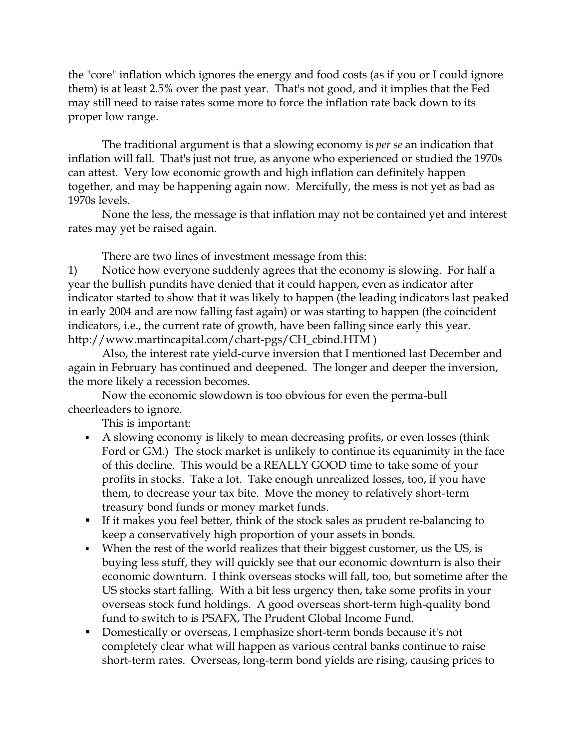the "core" inflation which ignores the energy and food costs (as if you or I could ignore them) is at least 2.5% over the past year. That's not good, and it implies that the Fed may still need to raise rates some more to force the inflation rate back down to its proper low range.

The traditional argument is that a slowing economy is *per se* an indication that inflation will fall. That's just not true, as anyone who experienced or studied the 1970s can attest. Very low economic growth and high inflation can definitely happen together, and may be happening again now. Mercifully, the mess is not yet as bad as 1970s levels.

None the less, the message is that inflation may not be contained yet and interest rates may yet be raised again.

There are two lines of investment message from this:

1) Notice how everyone suddenly agrees that the economy is slowing. For half a year the bullish pundits have denied that it could happen, even as indicator after indicator started to show that it was likely to happen (the leading indicators last peaked in early 2004 and are now falling fast again) or was starting to happen (the coincident indicators, i.e., the current rate of growth, have been falling since early this year. http://www.martincapital.com/chart-pgs/CH_cbind.HTM )

Also, the interest rate yield-curve inversion that I mentioned last December and again in February has continued and deepened. The longer and deeper the inversion, the more likely a recession becomes.

Now the economic slowdown is too obvious for even the perma-bull cheerleaders to ignore.

This is important:

- A slowing economy is likely to mean decreasing profits, or even losses (think Ford or GM.) The stock market is unlikely to continue its equanimity in the face of this decline. This would be a REALLY GOOD time to take some of your profits in stocks. Take a lot. Take enough unrealized losses, too, if you have them, to decrease your tax bite. Move the money to relatively short-term treasury bond funds or money market funds.
- If it makes you feel better, think of the stock sales as prudent re-balancing to keep a conservatively high proportion of your assets in bonds.
- When the rest of the world realizes that their biggest customer, us the US, is buying less stuff, they will quickly see that our economic downturn is also their economic downturn. I think overseas stocks will fall, too, but sometime after the US stocks start falling. With a bit less urgency then, take some profits in your overseas stock fund holdings. A good overseas short-term high-quality bond fund to switch to is PSAFX, The Prudent Global Income Fund.
- Domestically or overseas, I emphasize short-term bonds because it's not completely clear what will happen as various central banks continue to raise short-term rates. Overseas, long-term bond yields are rising, causing prices to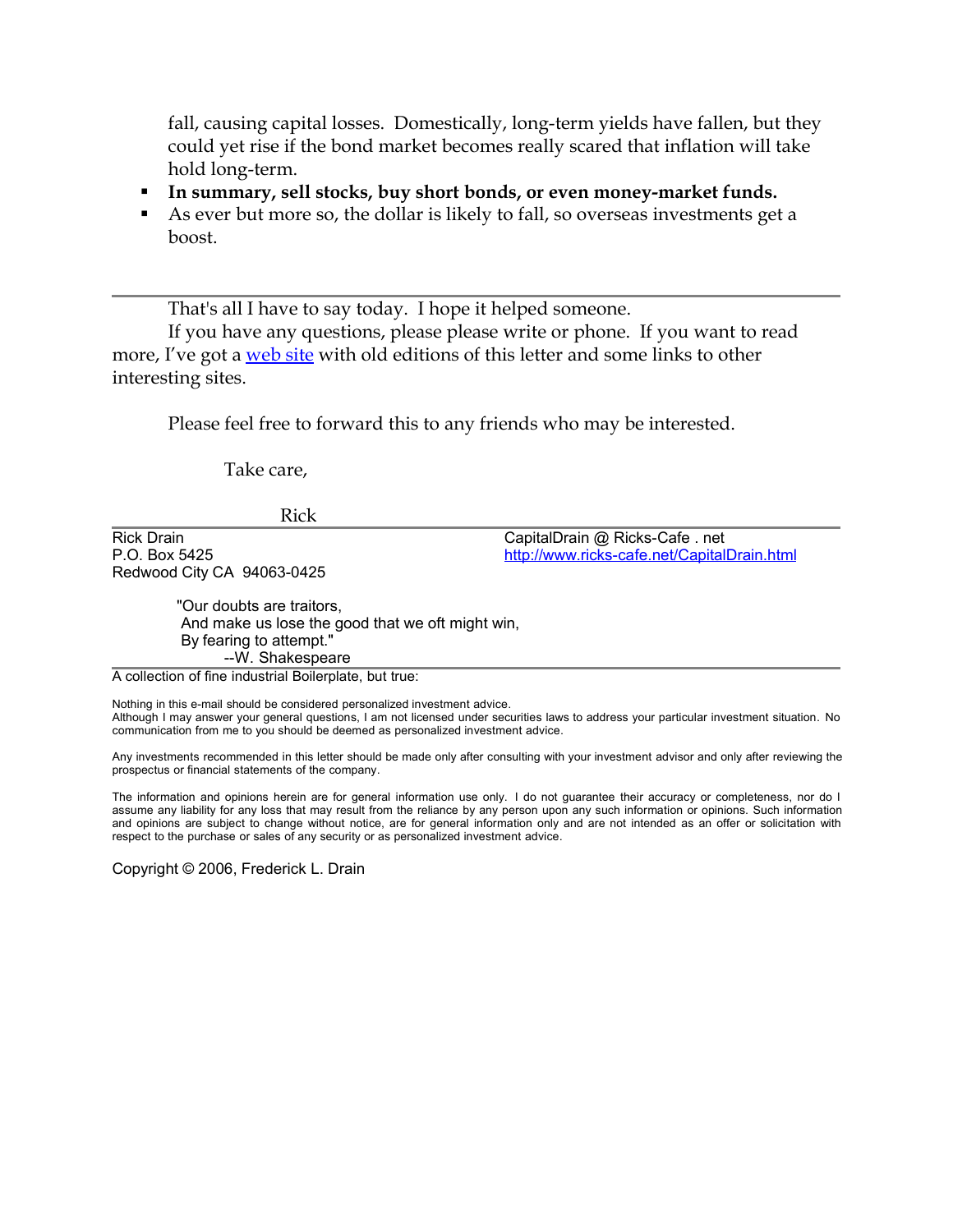fall, causing capital losses. Domestically, long-term yields have fallen, but they could yet rise if the bond market becomes really scared that inflation will take hold long-term.

- **In summary, sell stocks, buy short bonds, or even money-market funds.**
- As ever but more so, the dollar is likely to fall, so overseas investments get a boost.

---

That's all I have to say today. I hope it helped someone.

If you have any questions, please please write or phone. If you want to read more, I've got a [web site](http://www.ricks-cafe.net/CapitalDrain.html) with old editions of this letter and some links to other interesting sites.

Please feel free to forward this to any friends who may be interested.

Take care,

Rick

---

Rick Drain
P.O. Box 5425
Redwood City CA 94063-0425

CapitalDrain @ Ricks-Cafe . net
http://www.ricks-cafe.net/CapitalDrain.html

"Our doubts are traitors,
And make us lose the good that we oft might win,
By fearing to attempt."
--W. Shakespeare

---

A collection of fine industrial Boilerplate, but true:

Nothing in this e-mail should be considered personalized investment advice.
Although I may answer your general questions, I am not licensed under securities laws to address your particular investment situation. No communication from me to you should be deemed as personalized investment advice.

Any investments recommended in this letter should be made only after consulting with your investment advisor and only after reviewing the prospectus or financial statements of the company.

The information and opinions herein are for general information use only. I do not guarantee their accuracy or completeness, nor do I assume any liability for any loss that may result from the reliance by any person upon any such information or opinions. Such information and opinions are subject to change without notice, are for general information only and are not intended as an offer or solicitation with respect to the purchase or sales of any security or as personalized investment advice.

Copyright © 2006, Frederick L. Drain